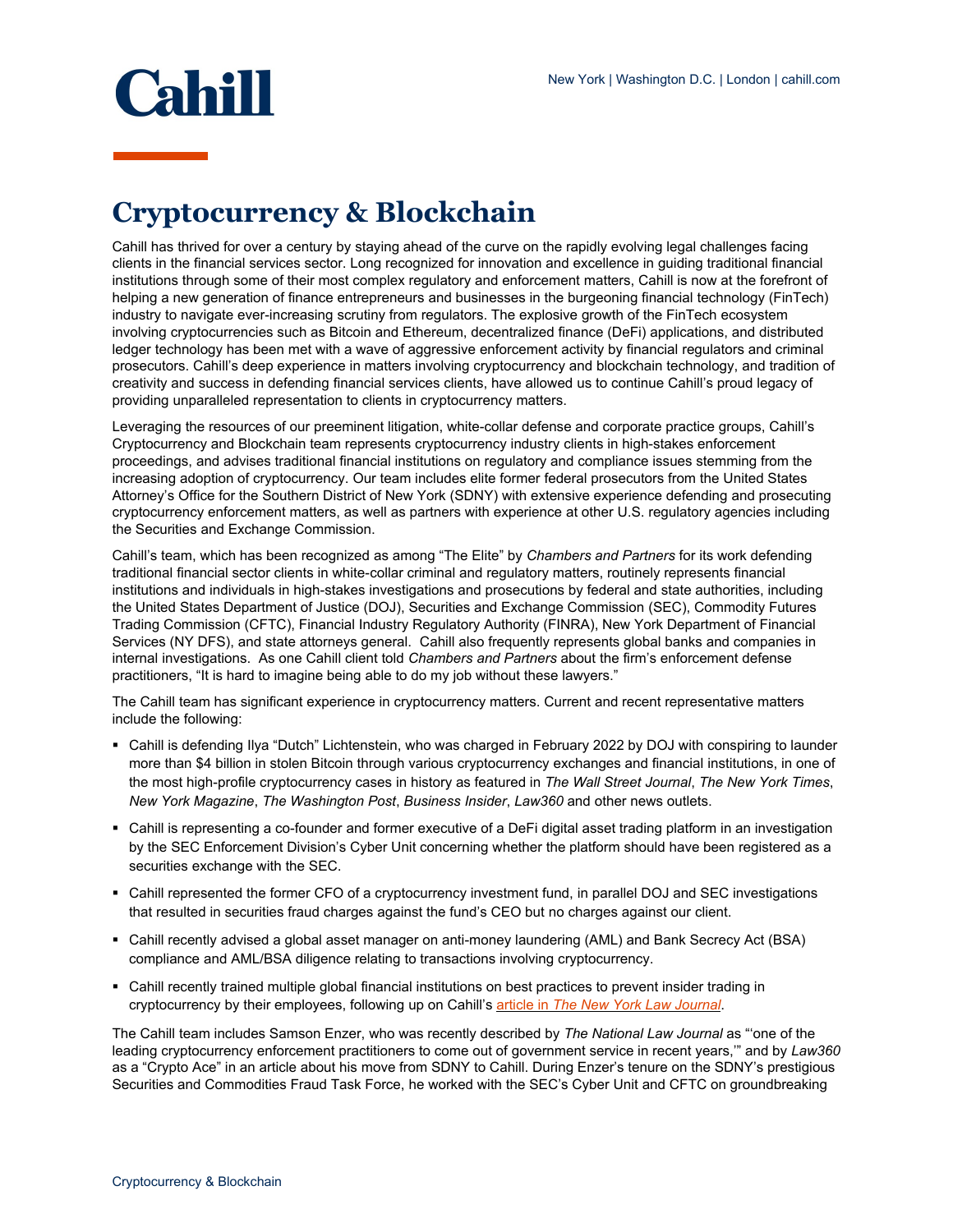Cahill

New York | Washington D.C. | London | cahill.com

# Cryptocurrency & Blockchain

Cahill has thrived for over a century by staying ahead of the curve on the rapidly evolving legal challenges facing clients in the financial services sector. Long recognized for innovation and excellence in guiding traditional financial institutions through some of their most complex regulatory and enforcement matters, Cahill is now at the forefront of helping a new generation of finance entrepreneurs and businesses in the burgeoning financial technology (FinTech) industry to navigate ever-increasing scrutiny from regulators. The explosive growth of the FinTech ecosystem involving cryptocurrencies such as Bitcoin and Ethereum, decentralized finance (DeFi) applications, and distributed ledger technology has been met with a wave of aggressive enforcement activity by financial regulators and criminal prosecutors. Cahill's deep experience in matters involving cryptocurrency and blockchain technology, and tradition of creativity and success in defending financial services clients, have allowed us to continue Cahill's proud legacy of providing unparalleled representation to clients in cryptocurrency matters.

Leveraging the resources of our preeminent litigation, white-collar defense and corporate practice groups, Cahill's Cryptocurrency and Blockchain team represents cryptocurrency industry clients in high-stakes enforcement proceedings, and advises traditional financial institutions on regulatory and compliance issues stemming from the increasing adoption of cryptocurrency. Our team includes elite former federal prosecutors from the United States Attorney's Office for the Southern District of New York (SDNY) with extensive experience defending and prosecuting cryptocurrency enforcement matters, as well as partners with experience at other U.S. regulatory agencies including the Securities and Exchange Commission.

Cahill's team, which has been recognized as among "The Elite" by *Chambers and Partners* for its work defending traditional financial sector clients in white-collar criminal and regulatory matters, routinely represents financial institutions and individuals in high-stakes investigations and prosecutions by federal and state authorities, including the United States Department of Justice (DOJ), Securities and Exchange Commission (SEC), Commodity Futures Trading Commission (CFTC), Financial Industry Regulatory Authority (FINRA), New York Department of Financial Services (NY DFS), and state attorneys general. Cahill also frequently represents global banks and companies in internal investigations. As one Cahill client told *Chambers and Partners* about the firm's enforcement defense practitioners, "It is hard to imagine being able to do my job without these lawyers."

The Cahill team has significant experience in cryptocurrency matters. Current and recent representative matters include the following:

- Cahill is defending Ilya "Dutch" Lichtenstein, who was charged in February 2022 by DOJ with conspiring to launder more than $4 billion in stolen Bitcoin through various cryptocurrency exchanges and financial institutions, in one of the most high-profile cryptocurrency cases in history as featured in *The Wall Street Journal*, *The New York Times*, *New York Magazine*, *The Washington Post*, *Business Insider*, *Law360* and other news outlets.
- Cahill is representing a co-founder and former executive of a DeFi digital asset trading platform in an investigation by the SEC Enforcement Division's Cyber Unit concerning whether the platform should have been registered as a securities exchange with the SEC.
- Cahill represented the former CFO of a cryptocurrency investment fund, in parallel DOJ and SEC investigations that resulted in securities fraud charges against the fund's CEO but no charges against our client.
- Cahill recently advised a global asset manager on anti-money laundering (AML) and Bank Secrecy Act (BSA) compliance and AML/BSA diligence relating to transactions involving cryptocurrency.
- Cahill recently trained multiple global financial institutions on best practices to prevent insider trading in cryptocurrency by their employees, following up on Cahill's article in *The New York Law Journal*.

The Cahill team includes Samson Enzer, who was recently described by *The National Law Journal* as "'one of the leading cryptocurrency enforcement practitioners to come out of government service in recent years,'" and by *Law360* as a "Crypto Ace" in an article about his move from SDNY to Cahill. During Enzer's tenure on the SDNY's prestigious Securities and Commodities Fraud Task Force, he worked with the SEC's Cyber Unit and CFTC on groundbreaking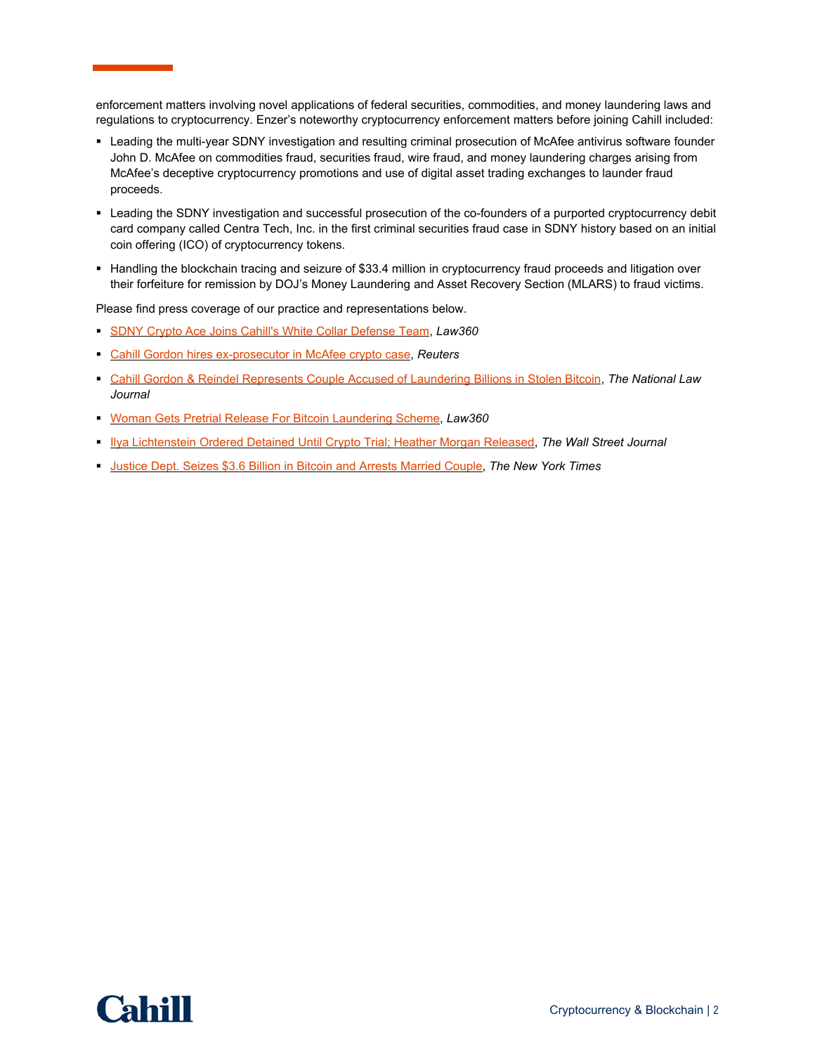enforcement matters involving novel applications of federal securities, commodities, and money laundering laws and regulations to cryptocurrency. Enzer's noteworthy cryptocurrency enforcement matters before joining Cahill included:

- Leading the multi-year SDNY investigation and resulting criminal prosecution of McAfee antivirus software founder John D. McAfee on commodities fraud, securities fraud, wire fraud, and money laundering charges arising from McAfee's deceptive cryptocurrency promotions and use of digital asset trading exchanges to launder fraud proceeds.
- Leading the SDNY investigation and successful prosecution of the co-founders of a purported cryptocurrency debit card company called Centra Tech, Inc. in the first criminal securities fraud case in SDNY history based on an initial coin offering (ICO) of cryptocurrency tokens.
- Handling the blockchain tracing and seizure of $33.4 million in cryptocurrency fraud proceeds and litigation over their forfeiture for remission by DOJ's Money Laundering and Asset Recovery Section (MLARS) to fraud victims.

Please find press coverage of our practice and representations below.

- SDNY Crypto Ace Joins Cahill's White Collar Defense Team, *Law360*
- Cahill Gordon hires ex-prosecutor in McAfee crypto case, *Reuters*
- Cahill Gordon & Reindel Represents Couple Accused of Laundering Billions in Stolen Bitcoin, *The National Law Journal*
- Woman Gets Pretrial Release For Bitcoin Laundering Scheme, *Law360*
- Ilya Lichtenstein Ordered Detained Until Crypto Trial; Heather Morgan Released, *The Wall Street Journal*
- Justice Dept. Seizes $3.6 Billion in Bitcoin and Arrests Married Couple, *The New York Times*